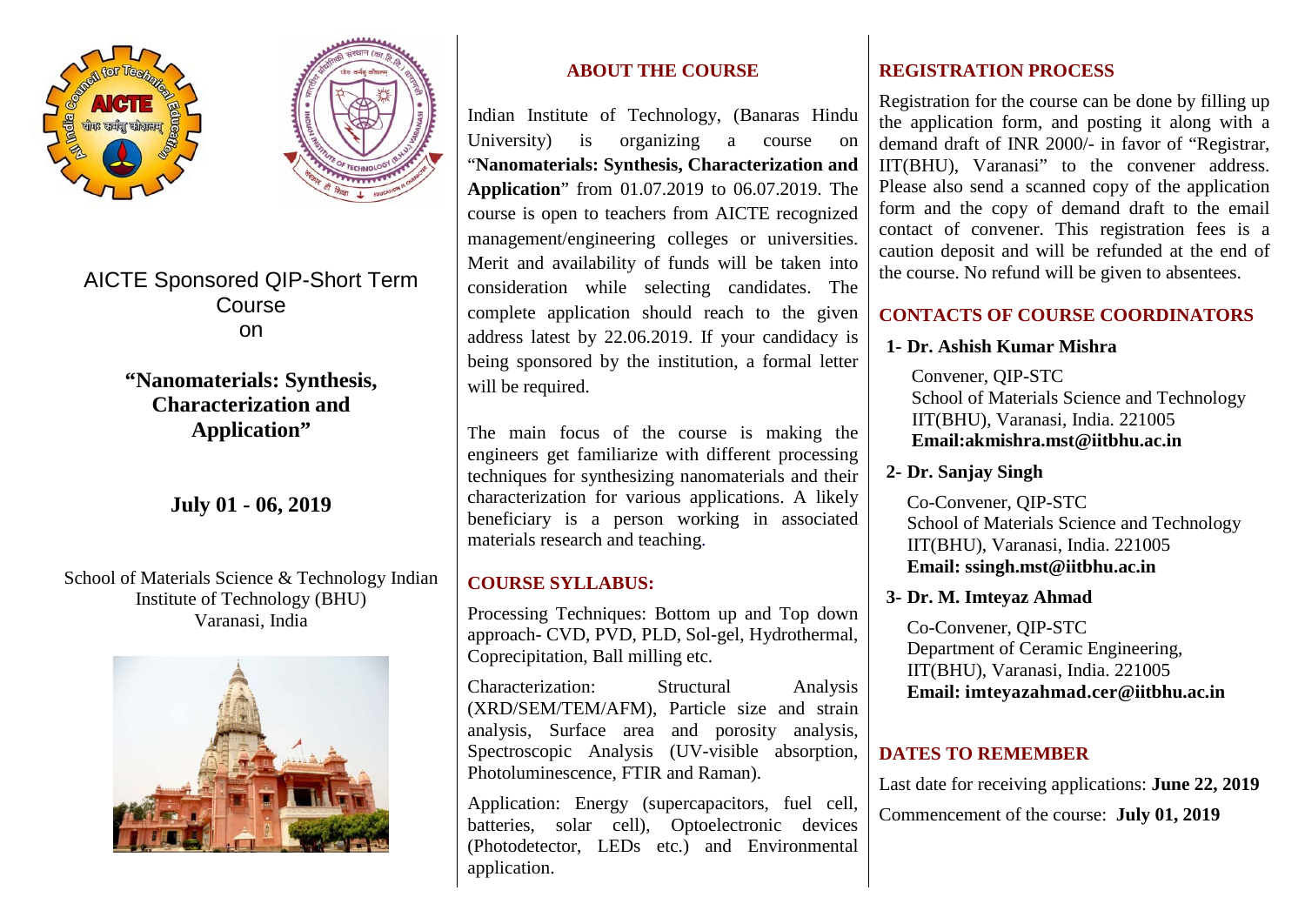AICTE Sponsored QIP-Short Term Course on

# "Nanomaterials: Synthesis, Characterization and Application"

## July 01 - 06, 2019

School of Materials Science & Technology Indian Institute of Technology (BHU)
Varanasi, India

## ABOUT THE COURSE

Indian Institute of Technology, (Banaras Hindu University) is organizing a course on "**Nanomaterials: Synthesis, Characterization and Application**" from 01.07.2019 to 06.07.2019. The course is open to teachers from AICTE recognized management/engineering colleges or universities. Merit and availability of funds will be taken into consideration while selecting candidates. The complete application should reach to the given address latest by 22.06.2019. If your candidacy is being sponsored by the institution, a formal letter will be required.

The main focus of the course is making the engineers get familiarize with different processing techniques for synthesizing nanomaterials and their characterization for various applications. A likely beneficiary is a person working in associated materials research and teaching.

## COURSE SYLLABUS:

Processing Techniques: Bottom up and Top down approach- CVD, PVD, PLD, Sol-gel, Hydrothermal, Coprecipitation, Ball milling etc.

Characterization: Structural Analysis (XRD/SEM/TEM/AFM), Particle size and strain analysis, Surface area and porosity analysis, Spectroscopic Analysis (UV-visible absorption, Photoluminescence, FTIR and Raman).

Application: Energy (supercapacitors, fuel cell, batteries, solar cell), Optoelectronic devices (Photodetector, LEDs etc.) and Environmental application.

## REGISTRATION PROCESS

Registration for the course can be done by filling up the application form, and posting it along with a demand draft of INR 2000/- in favor of "Registrar, IIT(BHU), Varanasi" to the convener address. Please also send a scanned copy of the application form and the copy of demand draft to the email contact of convener. This registration fees is a caution deposit and will be refunded at the end of the course. No refund will be given to absentees.

## CONTACTS OF COURSE COORDINATORS

**1- Dr. Ashish Kumar Mishra**

Convener, QIP-STC
School of Materials Science and Technology
IIT(BHU), Varanasi, India. 221005
**Email:akmishra.mst@iitbhu.ac.in**

**2- Dr. Sanjay Singh**

Co-Convener, QIP-STC
School of Materials Science and Technology
IIT(BHU), Varanasi, India. 221005
**Email: ssingh.mst@iitbhu.ac.in**

**3- Dr. M. Imteyaz Ahmad**

Co-Convener, QIP-STC
Department of Ceramic Engineering,
IIT(BHU), Varanasi, India. 221005
**Email: imteyazahmad.cer@iitbhu.ac.in**

## DATES TO REMEMBER

Last date for receiving applications: **June 22, 2019**

Commencement of the course: **July 01, 2019**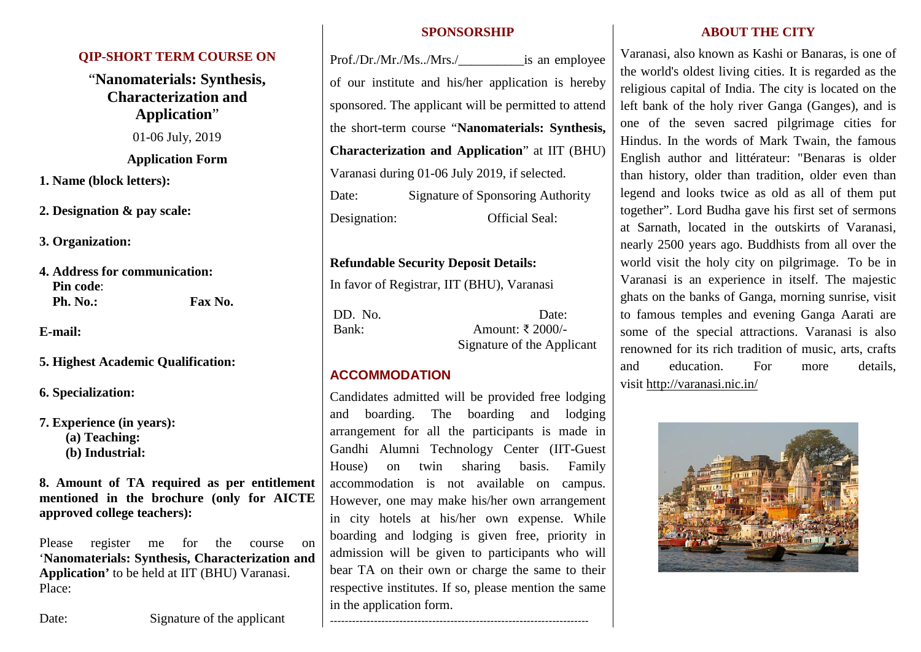## QIP-SHORT TERM COURSE ON

### "Nanomaterials: Synthesis, Characterization and Application"

01-06 July, 2019

**Application Form**

**1. Name (block letters):**

**2. Designation & pay scale:**

**3. Organization:**

**4. Address for communication:**
**Pin code**:
**Ph. No.:** **Fax No.**

**E-mail:**

**5. Highest Academic Qualification:**

**6. Specialization:**

**7. Experience (in years):**
**(a) Teaching:**
**(b) Industrial:**

**8. Amount of TA required as per entitlement mentioned in the brochure (only for AICTE approved college teachers):**

Please register me for the course on '**Nanomaterials: Synthesis, Characterization and Application'** to be held at IIT (BHU) Varanasi.
Place:

Date: Signature of the applicant

## SPONSORSHIP

Prof./Dr./Mr./Ms../Mrs./__________is an employee of our institute and his/her application is hereby sponsored. The applicant will be permitted to attend the short-term course "**Nanomaterials: Synthesis, Characterization and Application**" at IIT (BHU) Varanasi during 01-06 July 2019, if selected.

Date: Signature of Sponsoring Authority

Designation: Official Seal:

**Refundable Security Deposit Details:**

In favor of Registrar, IIT (BHU), Varanasi

DD. No. Date:
Bank: Amount: ₹ 2000/-
Signature of the Applicant

## ACCOMMODATION

Candidates admitted will be provided free lodging and boarding. The boarding and lodging arrangement for all the participants is made in Gandhi Alumni Technology Center (IIT-Guest House) on twin sharing basis. Family accommodation is not available on campus. However, one may make his/her own arrangement in city hotels at his/her own expense. While boarding and lodging is given free, priority in admission will be given to participants who will bear TA on their own or charge the same to their respective institutes. If so, please mention the same in the application form.

----------------------------------------------------------------------

## ABOUT THE CITY

Varanasi, also known as Kashi or Banaras, is one of the world's oldest living cities. It is regarded as the religious capital of India. The city is located on the left bank of the holy river Ganga (Ganges), and is one of the seven sacred pilgrimage cities for Hindus. In the words of Mark Twain, the famous English author and littérateur: "Benaras is older than history, older than tradition, older even than legend and looks twice as old as all of them put together". Lord Budha gave his first set of sermons at Sarnath, located in the outskirts of Varanasi, nearly 2500 years ago. Buddhists from all over the world visit the holy city on pilgrimage. To be in Varanasi is an experience in itself. The majestic ghats on the banks of Ganga, morning sunrise, visit to famous temples and evening Ganga Aarati are some of the special attractions. Varanasi is also renowned for its rich tradition of music, arts, crafts and education. For more details, visit http://varanasi.nic.in/